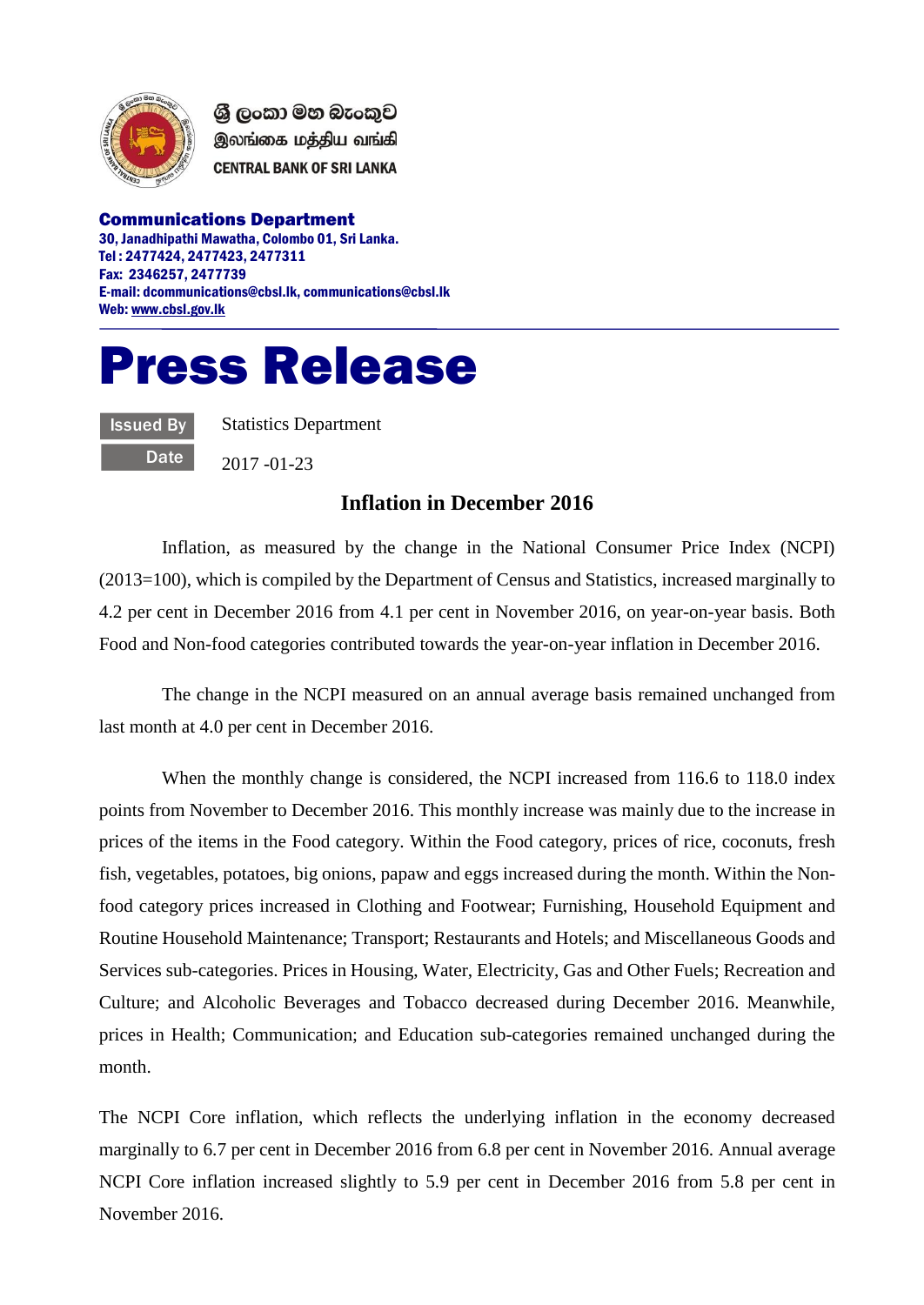ශ්‍රී ලංකා මහ බැංකුව
இலங்கை மத்திய வங்கி
CENTRAL BANK OF SRI LANKA

**Communications Department**
30, Janadhipathi Mawatha, Colombo 01, Sri Lanka.
Tel : 2477424, 2477423, 2477311
Fax: 2346257, 2477739
E-mail: dcommunications@cbsl.lk, communications@cbsl.lk
Web: www.cbsl.gov.lk

# Press Release

| | |
|---|---|
| Issued By | Statistics Department |
| Date | 2017 -01-23 |

## Inflation in December 2016

Inflation, as measured by the change in the National Consumer Price Index (NCPI) (2013=100), which is compiled by the Department of Census and Statistics, increased marginally to 4.2 per cent in December 2016 from 4.1 per cent in November 2016, on year-on-year basis. Both Food and Non-food categories contributed towards the year-on-year inflation in December 2016.

The change in the NCPI measured on an annual average basis remained unchanged from last month at 4.0 per cent in December 2016.

When the monthly change is considered, the NCPI increased from 116.6 to 118.0 index points from November to December 2016. This monthly increase was mainly due to the increase in prices of the items in the Food category. Within the Food category, prices of rice, coconuts, fresh fish, vegetables, potatoes, big onions, papaw and eggs increased during the month. Within the Non-food category prices increased in Clothing and Footwear; Furnishing, Household Equipment and Routine Household Maintenance; Transport; Restaurants and Hotels; and Miscellaneous Goods and Services sub-categories. Prices in Housing, Water, Electricity, Gas and Other Fuels; Recreation and Culture; and Alcoholic Beverages and Tobacco decreased during December 2016. Meanwhile, prices in Health; Communication; and Education sub-categories remained unchanged during the month.

The NCPI Core inflation, which reflects the underlying inflation in the economy decreased marginally to 6.7 per cent in December 2016 from 6.8 per cent in November 2016. Annual average NCPI Core inflation increased slightly to 5.9 per cent in December 2016 from 5.8 per cent in November 2016.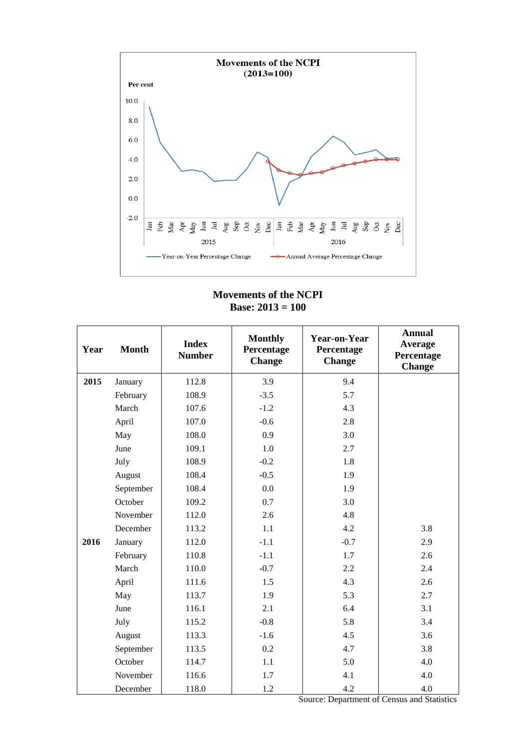Movements of the NCPI
(2013=100)

Per cent

10.0
8.0
6.0
4.0
2.0
0.0
-2.0

Jan Feb Mar Apr May Jun Jul Aug Sep Oct Nov Dec Jan Feb Mar Apr May Jun Jul Aug Sep Oct Nov Dec

2015 2016

Year-on-Year Percentage Change
Annual Average Percentage Change

**Movements of the NCPI**
**Base: 2013 = 100**

| Year | Month | Index Number | Monthly Percentage Change | Year-on-Year Percentage Change | Annual Average Percentage Change |
|---|---|---|---|---|---|
| 2015 | January | 112.8 | 3.9 | 9.4 | |
| | February | 108.9 | -3.5 | 5.7 | |
| | March | 107.6 | -1.2 | 4.3 | |
| | April | 107.0 | -0.6 | 2.8 | |
| | May | 108.0 | 0.9 | 3.0 | |
| | June | 109.1 | 1.0 | 2.7 | |
| | July | 108.9 | -0.2 | 1.8 | |
| | August | 108.4 | -0.5 | 1.9 | |
| | September | 108.4 | 0.0 | 1.9 | |
| | October | 109.2 | 0.7 | 3.0 | |
| | November | 112.0 | 2.6 | 4.8 | |
| | December | 113.2 | 1.1 | 4.2 | 3.8 |
| 2016 | January | 112.0 | -1.1 | -0.7 | 2.9 |
| | February | 110.8 | -1.1 | 1.7 | 2.6 |
| | March | 110.0 | -0.7 | 2.2 | 2.4 |
| | April | 111.6 | 1.5 | 4.3 | 2.6 |
| | May | 113.7 | 1.9 | 5.3 | 2.7 |
| | June | 116.1 | 2.1 | 6.4 | 3.1 |
| | July | 115.2 | -0.8 | 5.8 | 3.4 |
| | August | 113.3 | -1.6 | 4.5 | 3.6 |
| | September | 113.5 | 0.2 | 4.7 | 3.8 |
| | October | 114.7 | 1.1 | 5.0 | 4.0 |
| | November | 116.6 | 1.7 | 4.1 | 4.0 |
| | December | 118.0 | 1.2 | 4.2 | 4.0 |

Source: Department of Census and Statistics